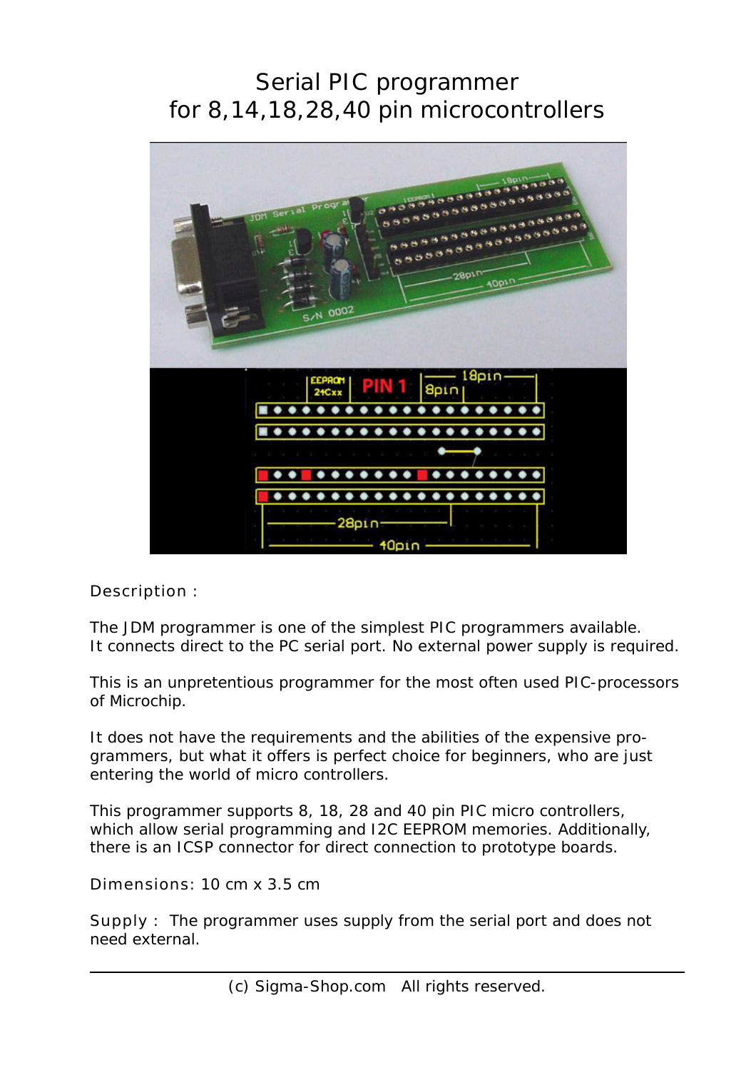# Serial PIC programmer
# for 8,14,18,28,40 pin microcontrollers

Description :

The JDM programmer is one of the simplest PIC programmers available.
It connects direct to the PC serial port. No external power supply is required.

This is an unpretentious programmer for the most often used PIC-processors of Microchip.

It does not have the requirements and the abilities of the expensive programmers, but what it offers is perfect choice for beginners, who are just entering the world of micro controllers.

This programmer supports 8, 18, 28 and 40 pin PIC micro controllers, which allow serial programming and I2C EEPROM memories. Additionally, there is an ICSP connector for direct connection to prototype boards.

Dimensions: 10 cm x 3.5 cm

Supply : The programmer uses supply from the serial port and does not need external.

(c) Sigma-Shop.com All rights reserved.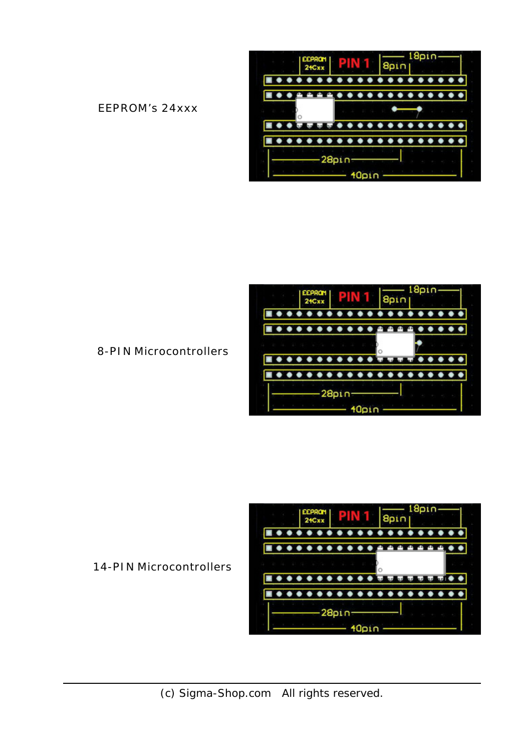EEPROM’s 24xxx

8-PIN Microcontrollers

14-PIN Microcontrollers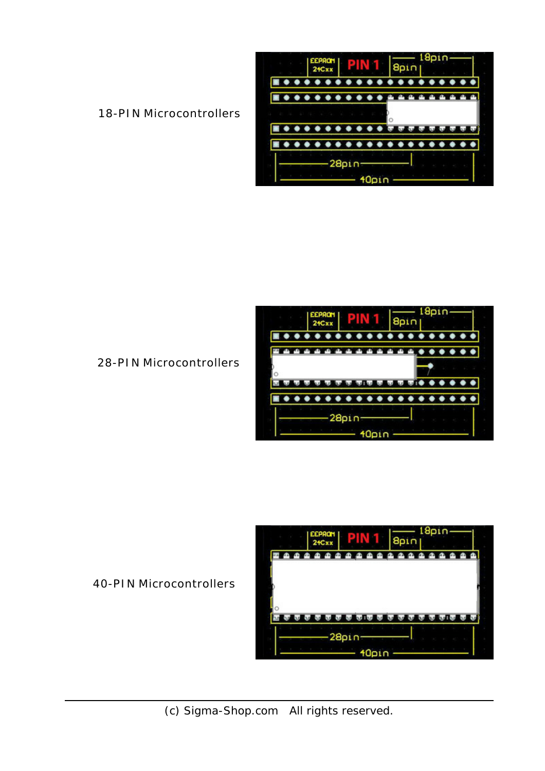18-PIN Microcontrollers

28-PIN Microcontrollers

40-PIN Microcontrollers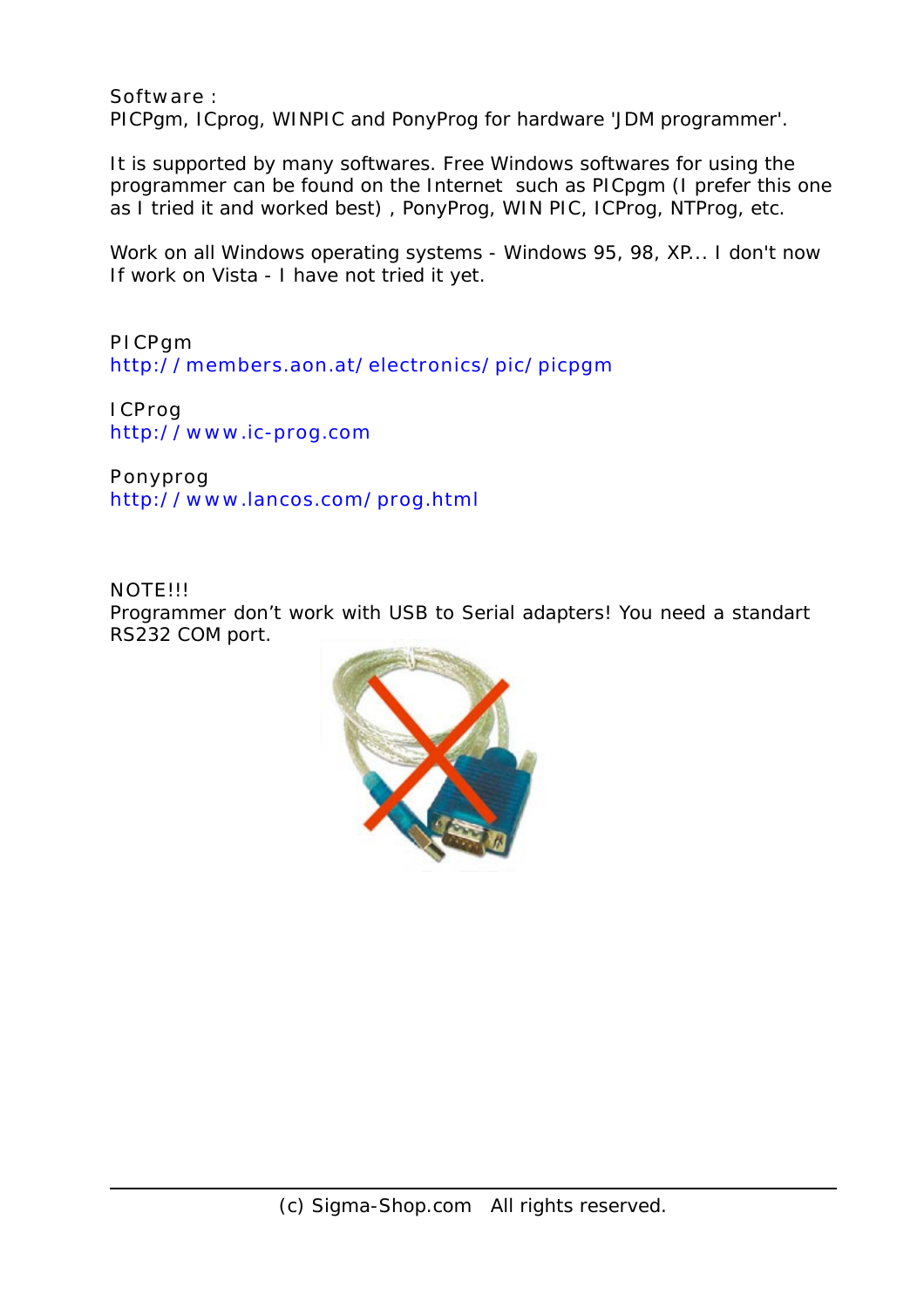Software :
PICPgm, ICprog, WINPIC and PonyProg for hardware 'JDM programmer'.

It is supported by many softwares. Free Windows softwares for using the programmer can be found on the Internet such as PICpgm (I prefer this one as I tried it and worked best) , PonyProg, WIN PIC, ICProg, NTProg, etc.

Work on all Windows operating systems - Windows 95, 98, XP... I don't now If work on Vista - I have not tried it yet.

PICPgm
http://members.aon.at/electronics/pic/picpgm

ICProg
http://www.ic-prog.com

Ponyprog
http://www.lancos.com/prog.html

NOTE!!!
Programmer don't work with USB to Serial adapters! You need a standart RS232 COM port.

(c) Sigma-Shop.com All rights reserved.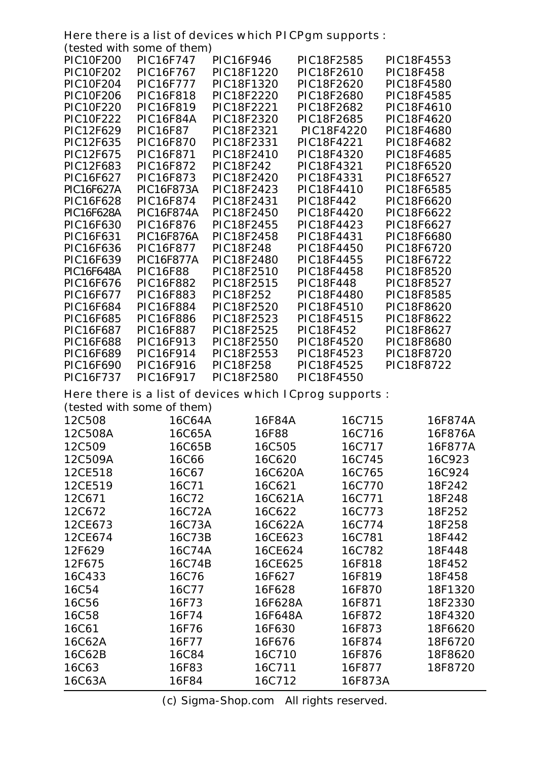Here there is a list of devices which PICPgm supports :
(tested with some of them)

| | | | | |
|---|---|---|---|---|
| PIC10F200 | PIC16F747 | PIC16F946 | PIC18F2585 | PIC18F4553 |
| PIC10F202 | PIC16F767 | PIC18F1220 | PIC18F2610 | PIC18F458 |
| PIC10F204 | PIC16F777 | PIC18F1320 | PIC18F2620 | PIC18F4580 |
| PIC10F206 | PIC16F818 | PIC18F2220 | PIC18F2680 | PIC18F4585 |
| PIC10F220 | PIC16F819 | PIC18F2221 | PIC18F2682 | PIC18F4610 |
| PIC10F222 | PIC16F84A | PIC18F2320 | PIC18F2685 | PIC18F4620 |
| PIC12F629 | PIC16F87 | PIC18F2321 | PIC18F4220 | PIC18F4680 |
| PIC12F635 | PIC16F870 | PIC18F2331 | PIC18F4221 | PIC18F4682 |
| PIC12F675 | PIC16F871 | PIC18F2410 | PIC18F4320 | PIC18F4685 |
| PIC12F683 | PIC16F872 | PIC18F242 | PIC18F4321 | PIC18F6520 |
| PIC16F627 | PIC16F873 | PIC18F2420 | PIC18F4331 | PIC18F6527 |
| PIC16F627A | PIC16F873A | PIC18F2423 | PIC18F4410 | PIC18F6585 |
| PIC16F628 | PIC16F874 | PIC18F2431 | PIC18F442 | PIC18F6620 |
| PIC16F628A | PIC16F874A | PIC18F2450 | PIC18F4420 | PIC18F6622 |
| PIC16F630 | PIC16F876 | PIC18F2455 | PIC18F4423 | PIC18F6627 |
| PIC16F631 | PIC16F876A | PIC18F2458 | PIC18F4431 | PIC18F6680 |
| PIC16F636 | PIC16F877 | PIC18F248 | PIC18F4450 | PIC18F6720 |
| PIC16F639 | PIC16F877A | PIC18F2480 | PIC18F4455 | PIC18F6722 |
| PIC16F648A | PIC16F88 | PIC18F2510 | PIC18F4458 | PIC18F8520 |
| PIC16F676 | PIC16F882 | PIC18F2515 | PIC18F448 | PIC18F8527 |
| PIC16F677 | PIC16F883 | PIC18F252 | PIC18F4480 | PIC18F8585 |
| PIC16F684 | PIC16F884 | PIC18F2520 | PIC18F4510 | PIC18F8620 |
| PIC16F685 | PIC16F886 | PIC18F2523 | PIC18F4515 | PIC18F8622 |
| PIC16F687 | PIC16F887 | PIC18F2525 | PIC18F452 | PIC18F8627 |
| PIC16F688 | PIC16F913 | PIC18F2550 | PIC18F4520 | PIC18F8680 |
| PIC16F689 | PIC16F914 | PIC18F2553 | PIC18F4523 | PIC18F8720 |
| PIC16F690 | PIC16F916 | PIC18F258 | PIC18F4525 | PIC18F8722 |
| PIC16F737 | PIC16F917 | PIC18F2580 | PIC18F4550 | |

Here there is a list of devices which ICprog supports :
(tested with some of them)

| | | | | |
|---|---|---|---|---|
| 12C508 | 16C64A | 16F84A | 16C715 | 16F874A |
| 12C508A | 16C65A | 16F88 | 16C716 | 16F876A |
| 12C509 | 16C65B | 16C505 | 16C717 | 16F877A |
| 12C509A | 16C66 | 16C620 | 16C745 | 16C923 |
| 12CE518 | 16C67 | 16C620A | 16C765 | 16C924 |
| 12CE519 | 16C71 | 16C621 | 16C770 | 18F242 |
| 12C671 | 16C72 | 16C621A | 16C771 | 18F248 |
| 12C672 | 16C72A | 16C622 | 16C773 | 18F252 |
| 12CE673 | 16C73A | 16C622A | 16C774 | 18F258 |
| 12CE674 | 16C73B | 16CE623 | 16C781 | 18F442 |
| 12F629 | 16C74A | 16CE624 | 16C782 | 18F448 |
| 12F675 | 16C74B | 16CE625 | 16F818 | 18F452 |
| 16C433 | 16C76 | 16F627 | 16F819 | 18F458 |
| 16C54 | 16C77 | 16F628 | 16F870 | 18F1320 |
| 16C56 | 16F73 | 16F628A | 16F871 | 18F2330 |
| 16C58 | 16F74 | 16F648A | 16F872 | 18F4320 |
| 16C61 | 16F76 | 16F630 | 16F873 | 18F6620 |
| 16C62A | 16F77 | 16F676 | 16F874 | 18F6720 |
| 16C62B | 16C84 | 16C710 | 16F876 | 18F8620 |
| 16C63 | 16F83 | 16C711 | 16F877 | 18F8720 |
| 16C63A | 16F84 | 16C712 | 16F873A | |

(c) Sigma-Shop.com All rights reserved.